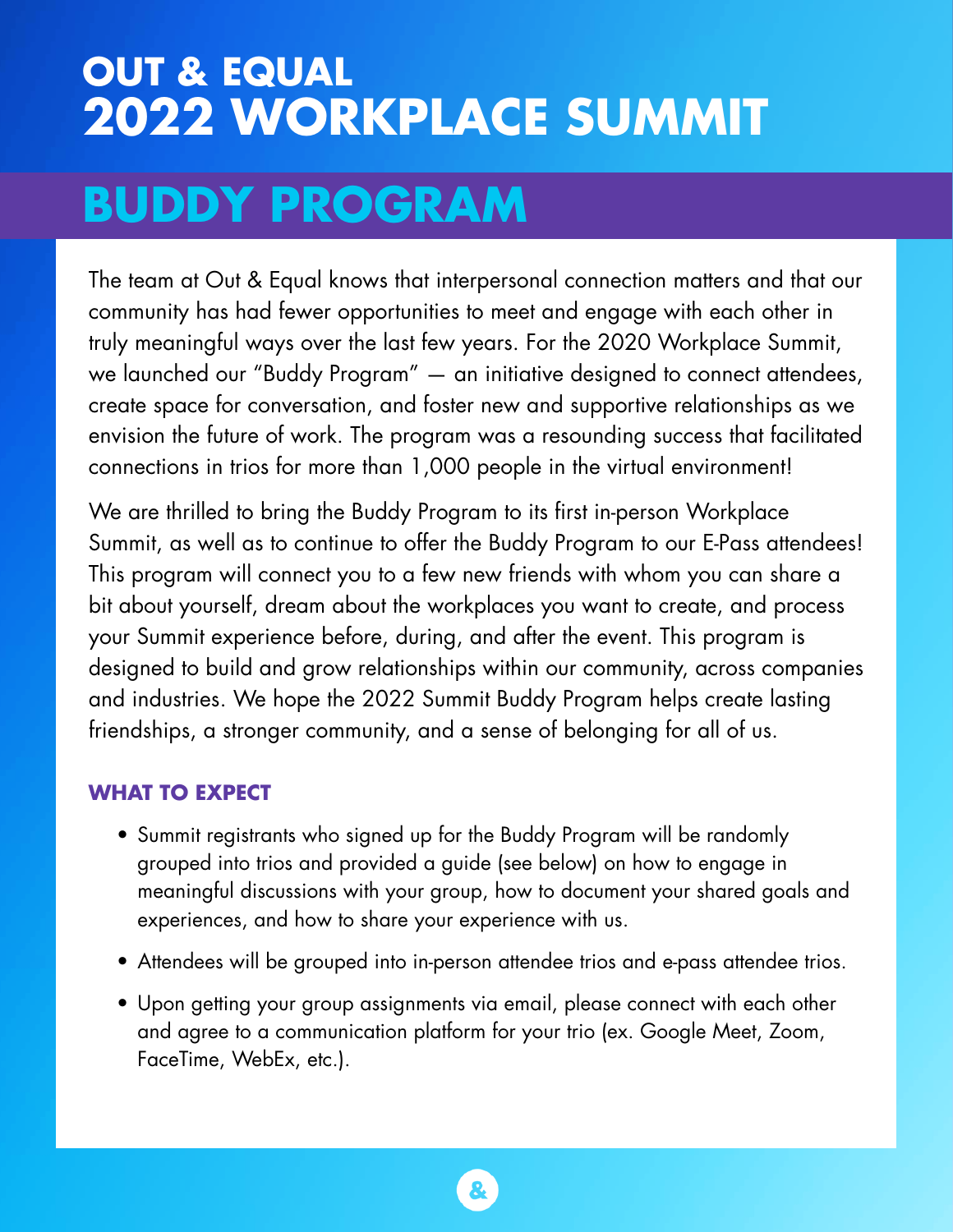# OUT & EQUAL
# 2022 WORKPLACE SUMMIT

## BUDDY PROGRAM

The team at Out & Equal knows that interpersonal connection matters and that our community has had fewer opportunities to meet and engage with each other in truly meaningful ways over the last few years. For the 2020 Workplace Summit, we launched our "Buddy Program" — an initiative designed to connect attendees, create space for conversation, and foster new and supportive relationships as we envision the future of work. The program was a resounding success that facilitated connections in trios for more than 1,000 people in the virtual environment!

We are thrilled to bring the Buddy Program to its first in-person Workplace Summit, as well as to continue to offer the Buddy Program to our E-Pass attendees! This program will connect you to a few new friends with whom you can share a bit about yourself, dream about the workplaces you want to create, and process your Summit experience before, during, and after the event. This program is designed to build and grow relationships within our community, across companies and industries. We hope the 2022 Summit Buddy Program helps create lasting friendships, a stronger community, and a sense of belonging for all of us.

### WHAT TO EXPECT

- Summit registrants who signed up for the Buddy Program will be randomly grouped into trios and provided a guide (see below) on how to engage in meaningful discussions with your group, how to document your shared goals and experiences, and how to share your experience with us.
- Attendees will be grouped into in-person attendee trios and e-pass attendee trios.
- Upon getting your group assignments via email, please connect with each other and agree to a communication platform for your trio (ex. Google Meet, Zoom, FaceTime, WebEx, etc.).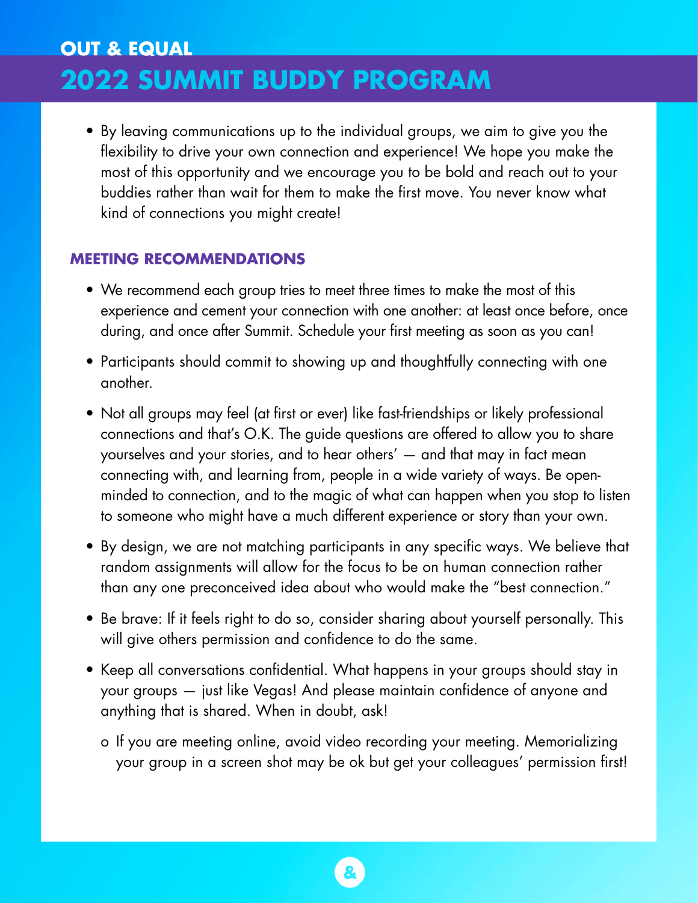- By leaving communications up to the individual groups, we aim to give you the flexibility to drive your own connection and experience! We hope you make the most of this opportunity and we encourage you to be bold and reach out to your buddies rather than wait for them to make the first move. You never know what kind of connections you might create!

### MEETING RECOMMENDATIONS

- We recommend each group tries to meet three times to make the most of this experience and cement your connection with one another: at least once before, once during, and once after Summit. Schedule your first meeting as soon as you can!
- Participants should commit to showing up and thoughtfully connecting with one another.
- Not all groups may feel (at first or ever) like fast-friendships or likely professional connections and that's O.K. The guide questions are offered to allow you to share yourselves and your stories, and to hear others' — and that may in fact mean connecting with, and learning from, people in a wide variety of ways. Be open-minded to connection, and to the magic of what can happen when you stop to listen to someone who might have a much different experience or story than your own.
- By design, we are not matching participants in any specific ways. We believe that random assignments will allow for the focus to be on human connection rather than any one preconceived idea about who would make the "best connection."
- Be brave: If it feels right to do so, consider sharing about yourself personally. This will give others permission and confidence to do the same.
- Keep all conversations confidential. What happens in your groups should stay in your groups — just like Vegas! And please maintain confidence of anyone and anything that is shared. When in doubt, ask!
  - If you are meeting online, avoid video recording your meeting. Memorializing your group in a screen shot may be ok but get your colleagues' permission first!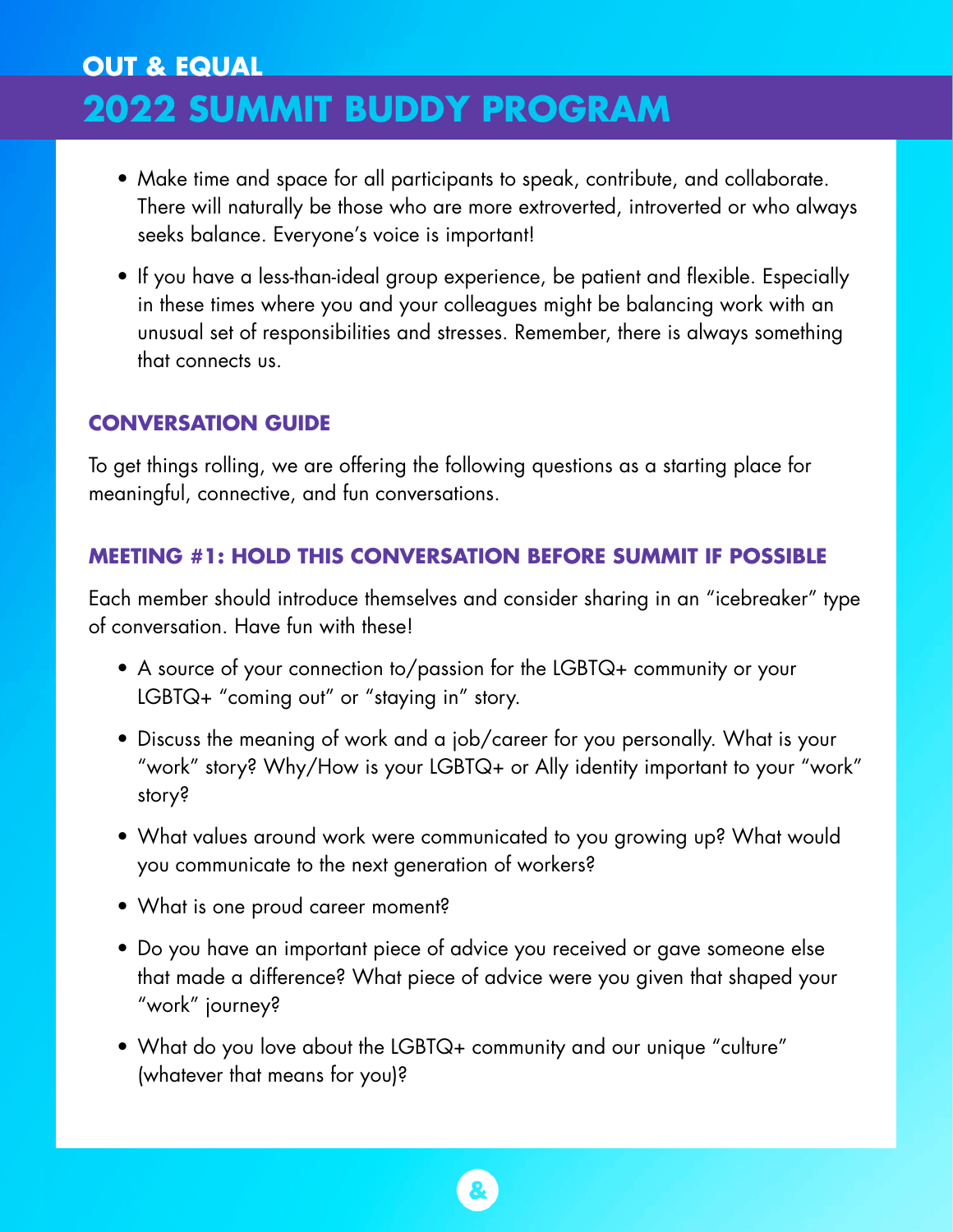- Make time and space for all participants to speak, contribute, and collaborate. There will naturally be those who are more extroverted, introverted or who always seeks balance. Everyone's voice is important!
- If you have a less-than-ideal group experience, be patient and flexible. Especially in these times where you and your colleagues might be balancing work with an unusual set of responsibilities and stresses. Remember, there is always something that connects us.

## CONVERSATION GUIDE

To get things rolling, we are offering the following questions as a starting place for meaningful, connective, and fun conversations.

### MEETING #1: HOLD THIS CONVERSATION BEFORE SUMMIT IF POSSIBLE

Each member should introduce themselves and consider sharing in an "icebreaker" type of conversation. Have fun with these!

- A source of your connection to/passion for the LGBTQ+ community or your LGBTQ+ "coming out" or "staying in" story.
- Discuss the meaning of work and a job/career for you personally. What is your "work" story? Why/How is your LGBTQ+ or Ally identity important to your "work" story?
- What values around work were communicated to you growing up? What would you communicate to the next generation of workers?
- What is one proud career moment?
- Do you have an important piece of advice you received or gave someone else that made a difference? What piece of advice were you given that shaped your "work" journey?
- What do you love about the LGBTQ+ community and our unique "culture" (whatever that means for you)?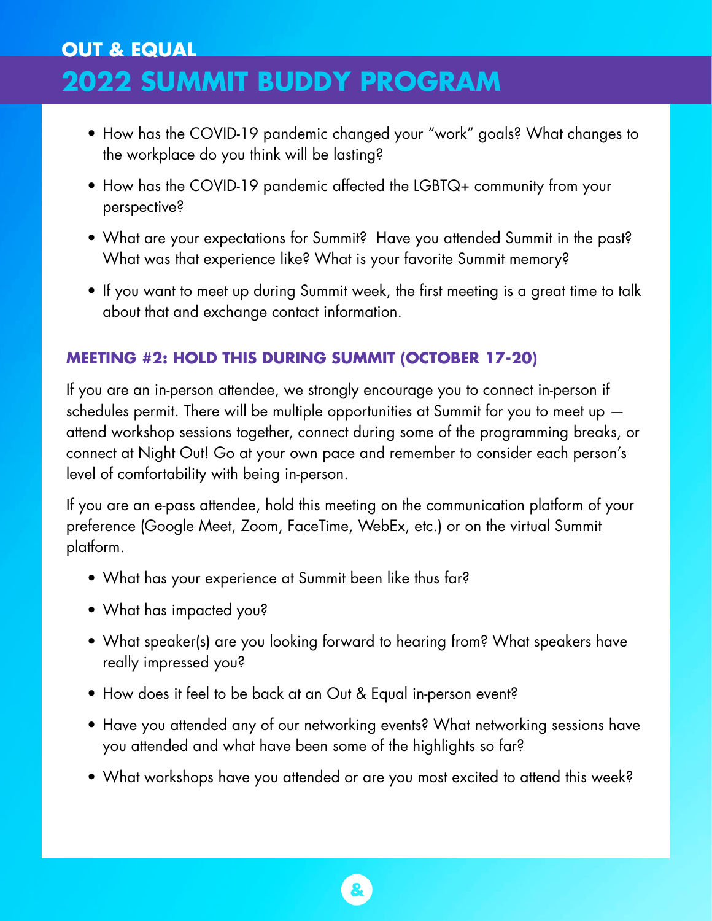- How has the COVID-19 pandemic changed your "work" goals? What changes to the workplace do you think will be lasting?
- How has the COVID-19 pandemic affected the LGBTQ+ community from your perspective?
- What are your expectations for Summit? Have you attended Summit in the past? What was that experience like? What is your favorite Summit memory?
- If you want to meet up during Summit week, the first meeting is a great time to talk about that and exchange contact information.

### MEETING #2: HOLD THIS DURING SUMMIT (OCTOBER 17-20)

If you are an in-person attendee, we strongly encourage you to connect in-person if schedules permit. There will be multiple opportunities at Summit for you to meet up — attend workshop sessions together, connect during some of the programming breaks, or connect at Night Out! Go at your own pace and remember to consider each person's level of comfortability with being in-person.

If you are an e-pass attendee, hold this meeting on the communication platform of your preference (Google Meet, Zoom, FaceTime, WebEx, etc.) or on the virtual Summit platform.

- What has your experience at Summit been like thus far?
- What has impacted you?
- What speaker(s) are you looking forward to hearing from? What speakers have really impressed you?
- How does it feel to be back at an Out & Equal in-person event?
- Have you attended any of our networking events? What networking sessions have you attended and what have been some of the highlights so far?
- What workshops have you attended or are you most excited to attend this week?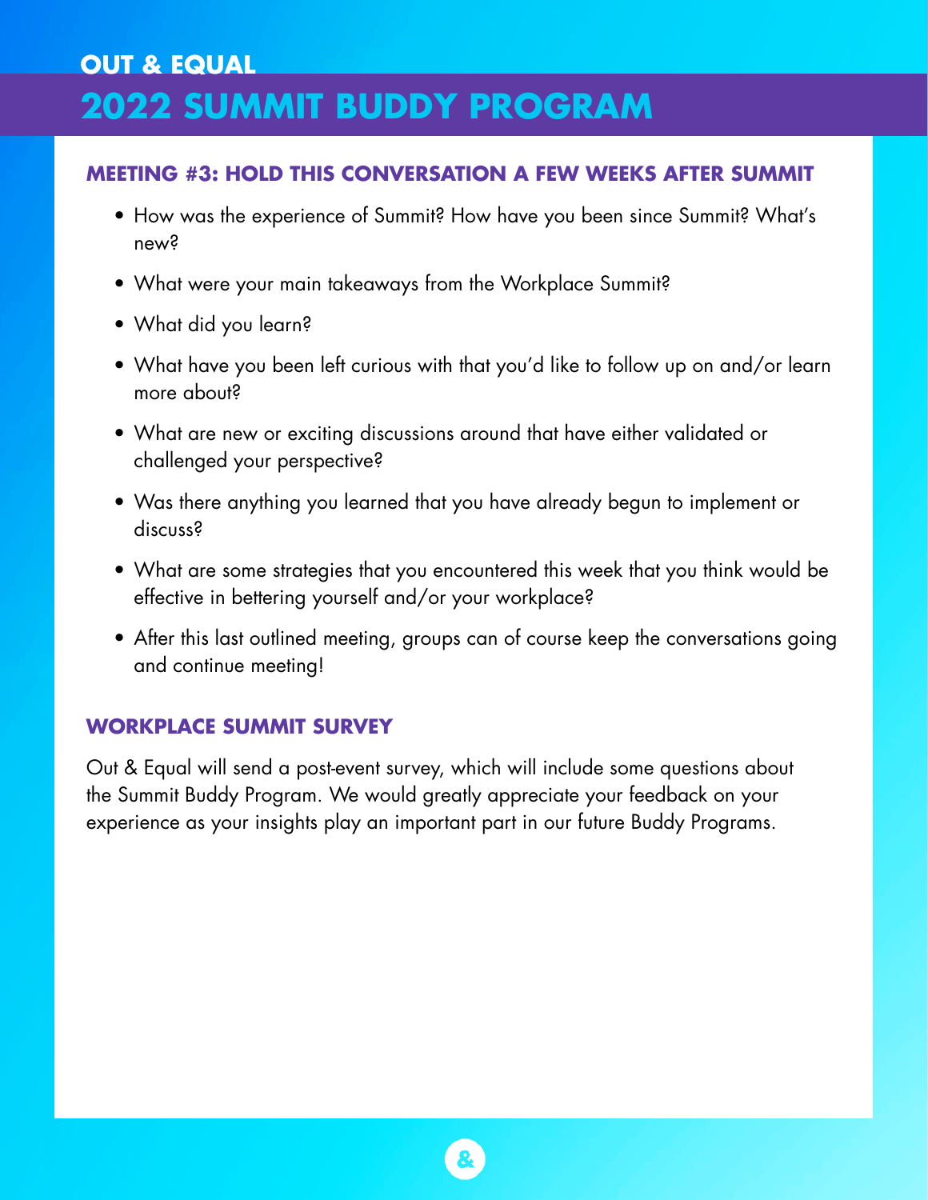OUT & EQUAL

# 2022 SUMMIT BUDDY PROGRAM

## MEETING #3: HOLD THIS CONVERSATION A FEW WEEKS AFTER SUMMIT

- How was the experience of Summit? How have you been since Summit? What's new?
- What were your main takeaways from the Workplace Summit?
- What did you learn?
- What have you been left curious with that you'd like to follow up on and/or learn more about?
- What are new or exciting discussions around that have either validated or challenged your perspective?
- Was there anything you learned that you have already begun to implement or discuss?
- What are some strategies that you encountered this week that you think would be effective in bettering yourself and/or your workplace?
- After this last outlined meeting, groups can of course keep the conversations going and continue meeting!

## WORKPLACE SUMMIT SURVEY

Out & Equal will send a post-event survey, which will include some questions about the Summit Buddy Program. We would greatly appreciate your feedback on your experience as your insights play an important part in our future Buddy Programs.